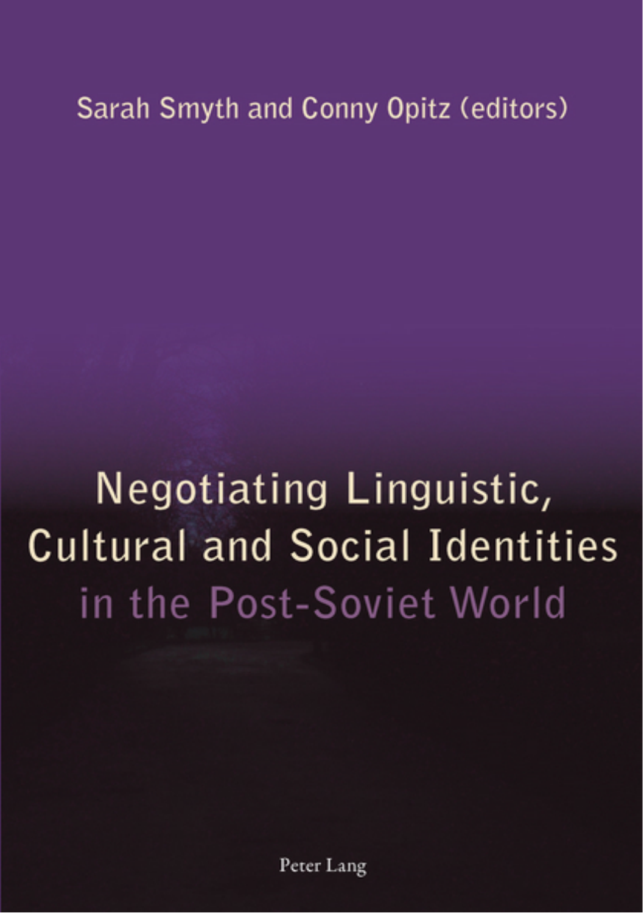Sarah Smyth and Conny Opitz (editors)

# Negotiating Linguistic, Cultural and Social Identities in the Post-Soviet World

Peter Lang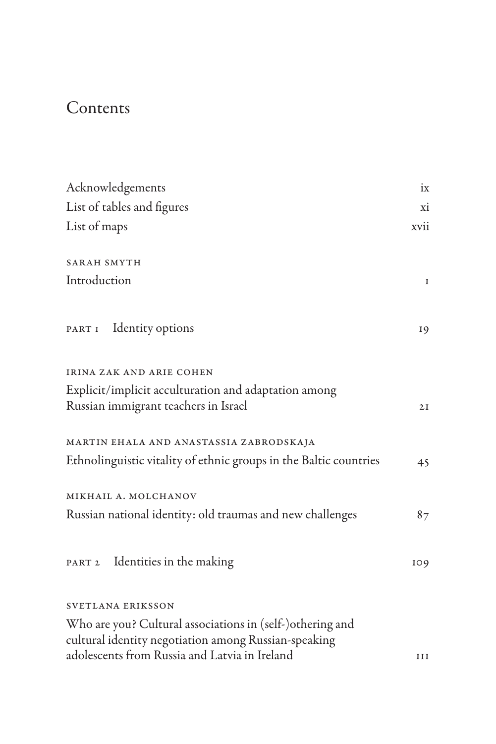# Contents

Acknowledgements ix

List of tables and figures xi

List of maps xvii

SARAH SMYTH

Introduction 1

## PART 1 Identity options 19

IRINA ZAK AND ARIE COHEN

Explicit/implicit acculturation and adaptation among Russian immigrant teachers in Israel 21

MARTIN EHALA AND ANASTASSIA ZABRODSKAJA

Ethnolinguistic vitality of ethnic groups in the Baltic countries 45

MIKHAIL A. MOLCHANOV

Russian national identity: old traumas and new challenges 87

## PART 2 Identities in the making 109

SVETLANA ERIKSSON

Who are you? Cultural associations in (self-)othering and cultural identity negotiation among Russian-speaking adolescents from Russia and Latvia in Ireland 111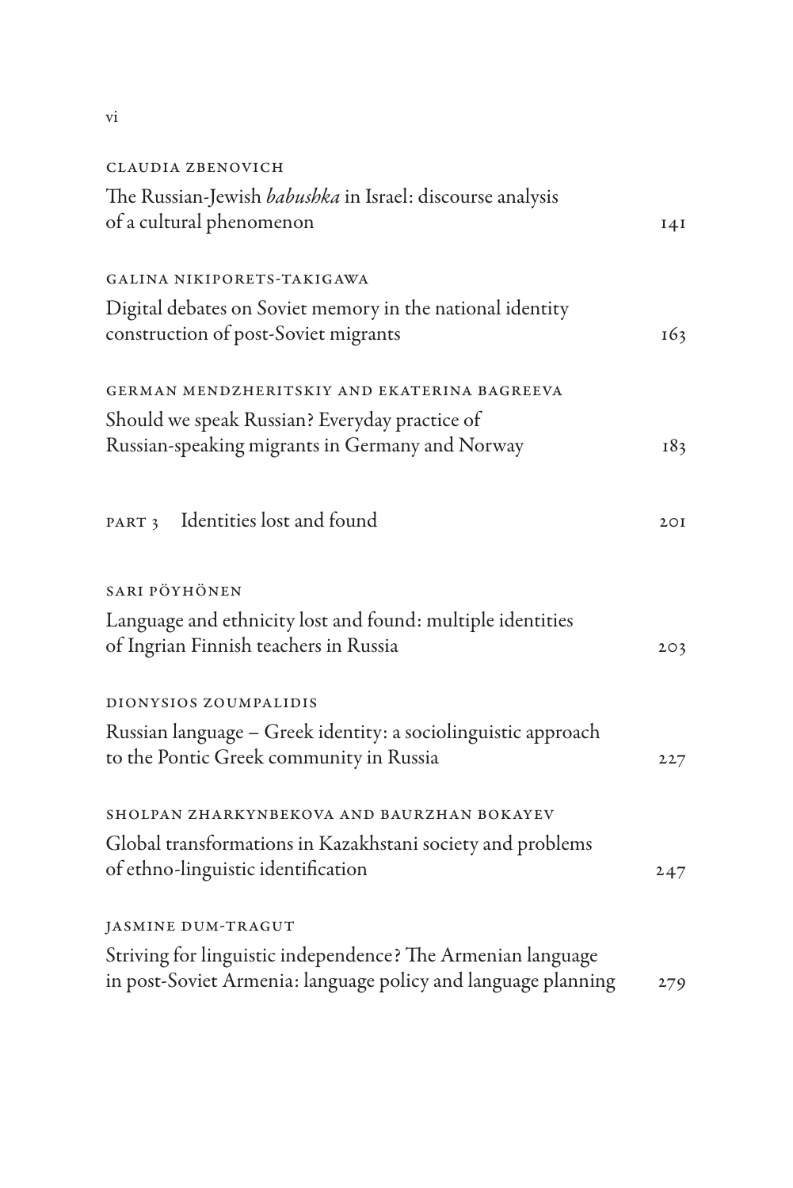CLAUDIA ZBENOVICH

The Russian-Jewish *babushka* in Israel: discourse analysis of a cultural phenomenon 141

GALINA NIKIPORETS-TAKIGAWA

Digital debates on Soviet memory in the national identity construction of post-Soviet migrants 163

GERMAN MENDZHERITSKIY AND EKATERINA BAGREEVA

Should we speak Russian? Everyday practice of Russian-speaking migrants in Germany and Norway 183

## PART 3 Identities lost and found 201

SARI PÖYHÖNEN

Language and ethnicity lost and found: multiple identities of Ingrian Finnish teachers in Russia 203

DIONYSIOS ZOUMPALIDIS

Russian language – Greek identity: a sociolinguistic approach to the Pontic Greek community in Russia 227

SHOLPAN ZHARKYNBEKOVA AND BAURZHAN BOKAYEV

Global transformations in Kazakhstani society and problems of ethno-linguistic identification 247

JASMINE DUM-TRAGUT

Striving for linguistic independence? The Armenian language in post-Soviet Armenia: language policy and language planning 279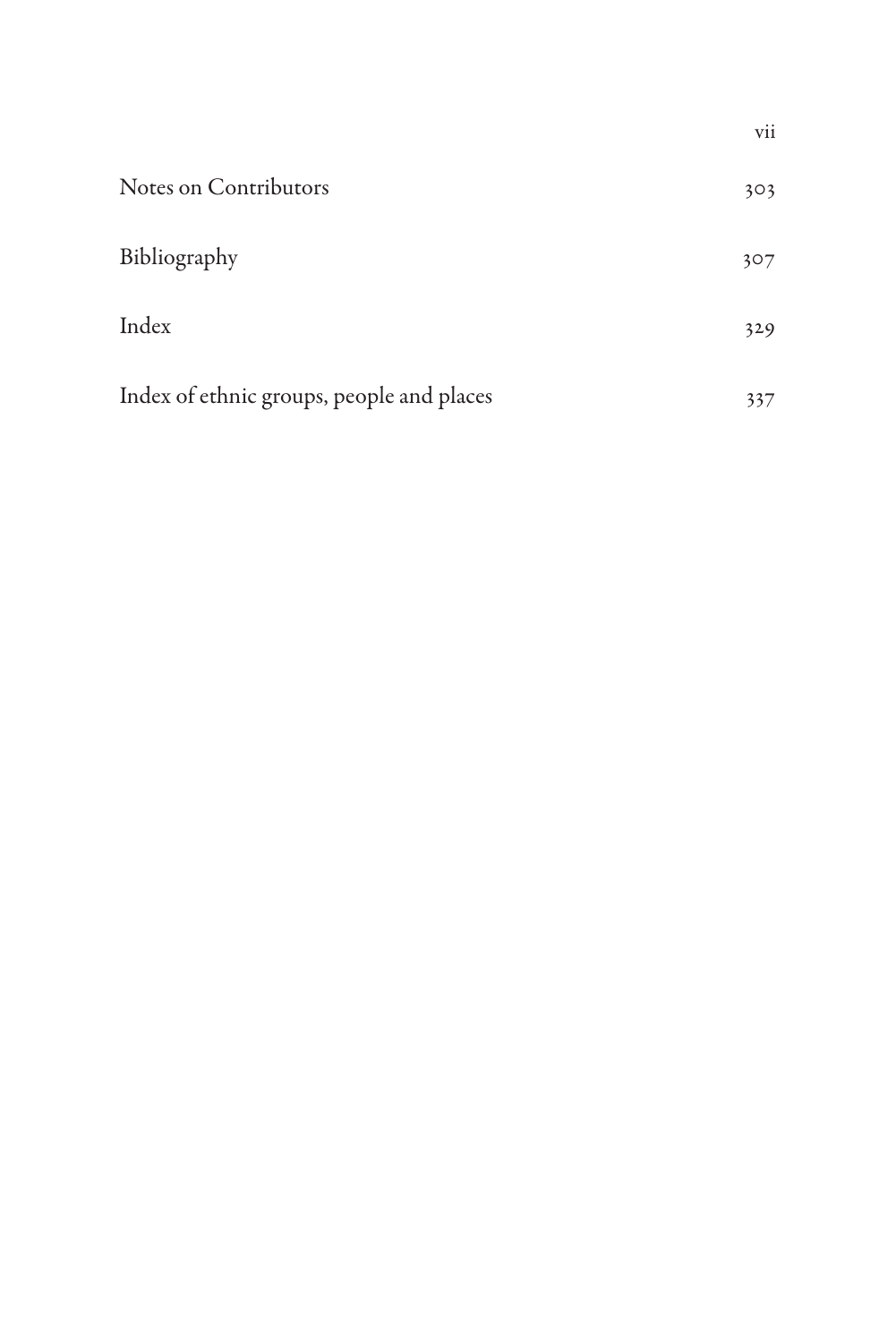| | |
|---|---|
| Notes on Contributors | 303 |
| Bibliography | 307 |
| Index | 329 |
| Index of ethnic groups, people and places | 337 |